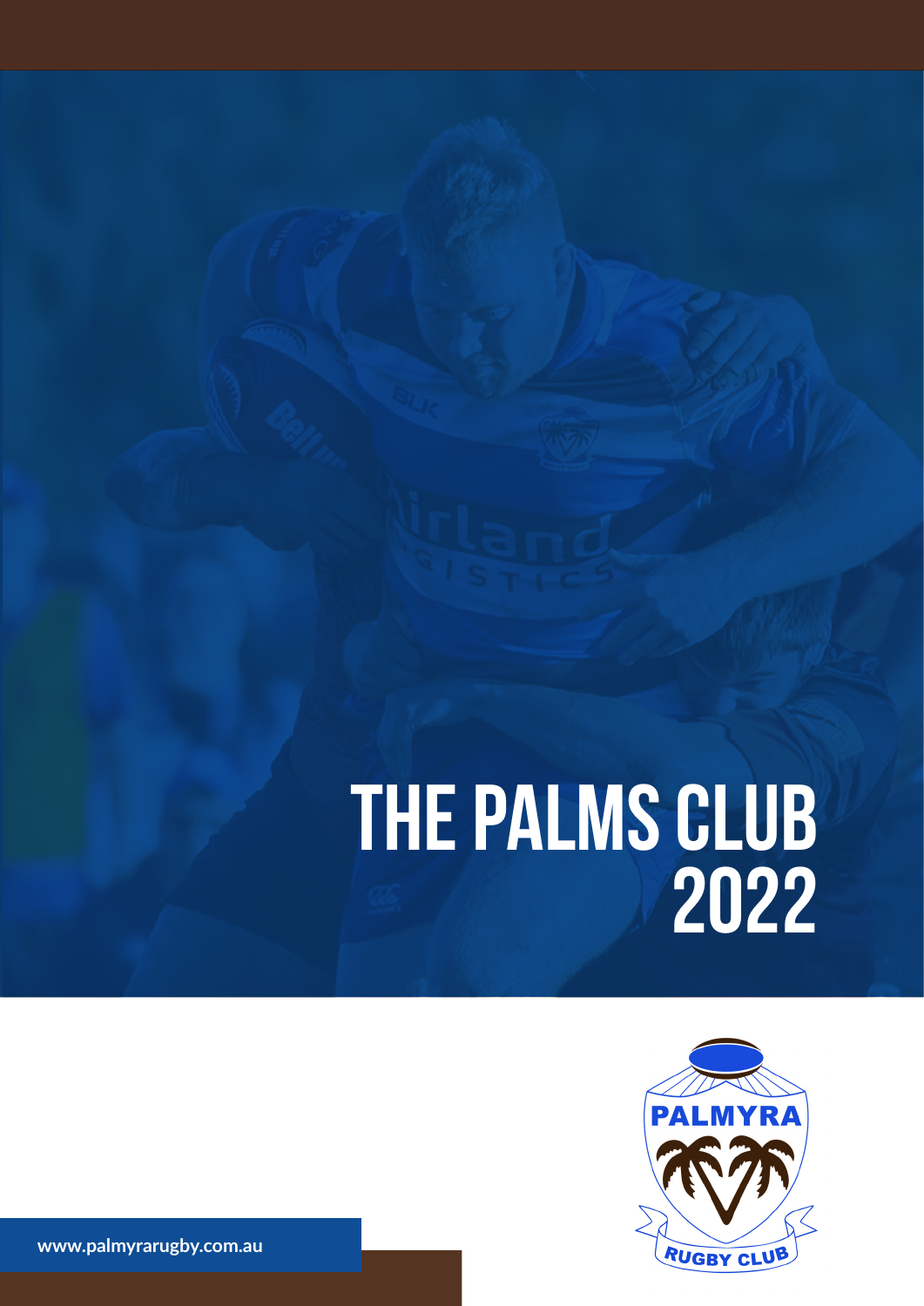# THE PALMS CLUB 2022

www.palmyrarugby.com.au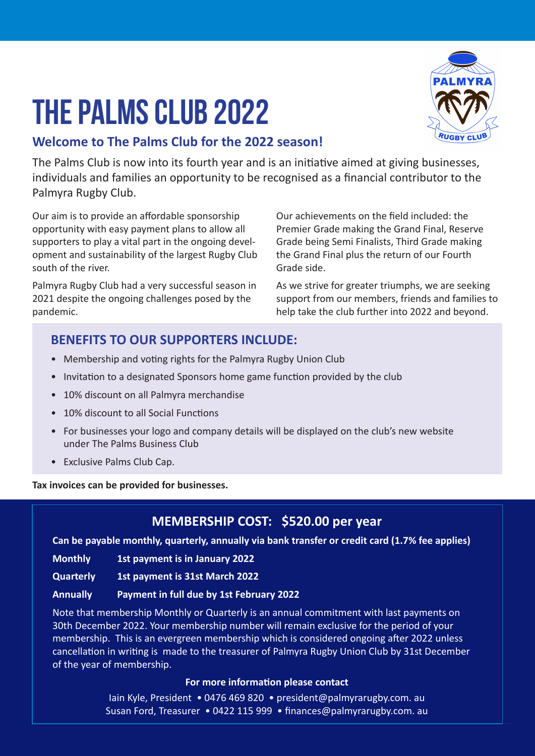# THE PALMS CLUB 2022

## Welcome to The Palms Club for the 2022 season!

The Palms Club is now into its fourth year and is an initiative aimed at giving businesses, individuals and families an opportunity to be recognised as a financial contributor to the Palmyra Rugby Club.

Our aim is to provide an affordable sponsorship opportunity with easy payment plans to allow all supporters to play a vital part in the ongoing development and sustainability of the largest Rugby Club south of the river.

Palmyra Rugby Club had a very successful season in 2021 despite the ongoing challenges posed by the pandemic.

Our achievements on the field included: the Premier Grade making the Grand Final, Reserve Grade being Semi Finalists, Third Grade making the Grand Final plus the return of our Fourth Grade side.

As we strive for greater triumphs, we are seeking support from our members, friends and families to help take the club further into 2022 and beyond.

### BENEFITS TO OUR SUPPORTERS INCLUDE:

- Membership and voting rights for the Palmyra Rugby Union Club
- Invitation to a designated Sponsors home game function provided by the club
- 10% discount on all Palmyra merchandise
- 10% discount to all Social Functions
- For businesses your logo and company details will be displayed on the club's new website under The Palms Business Club
- Exclusive Palms Club Cap.

**Tax invoices can be provided for businesses.**

### MEMBERSHIP COST: $520.00 per year

**Can be payable monthly, quarterly, annually via bank transfer or credit card (1.7% fee applies)**

| | |
|---|---|
| **Monthly** | **1st payment is in January 2022** |
| **Quarterly** | **1st payment is 31st March 2022** |
| **Annually** | **Payment in full due by 1st February 2022** |

Note that membership Monthly or Quarterly is an annual commitment with last payments on 30th December 2022. Your membership number will remain exclusive for the period of your membership. This is an evergreen membership which is considered ongoing after 2022 unless cancellation in writing is made to the treasurer of Palmyra Rugby Union Club by 31st December of the year of membership.

**For more information please contact**

Iain Kyle, President • 0476 469 820 • president@palmyrarugby.com. au
Susan Ford, Treasurer • 0422 115 999 • finances@palmyrarugby.com. au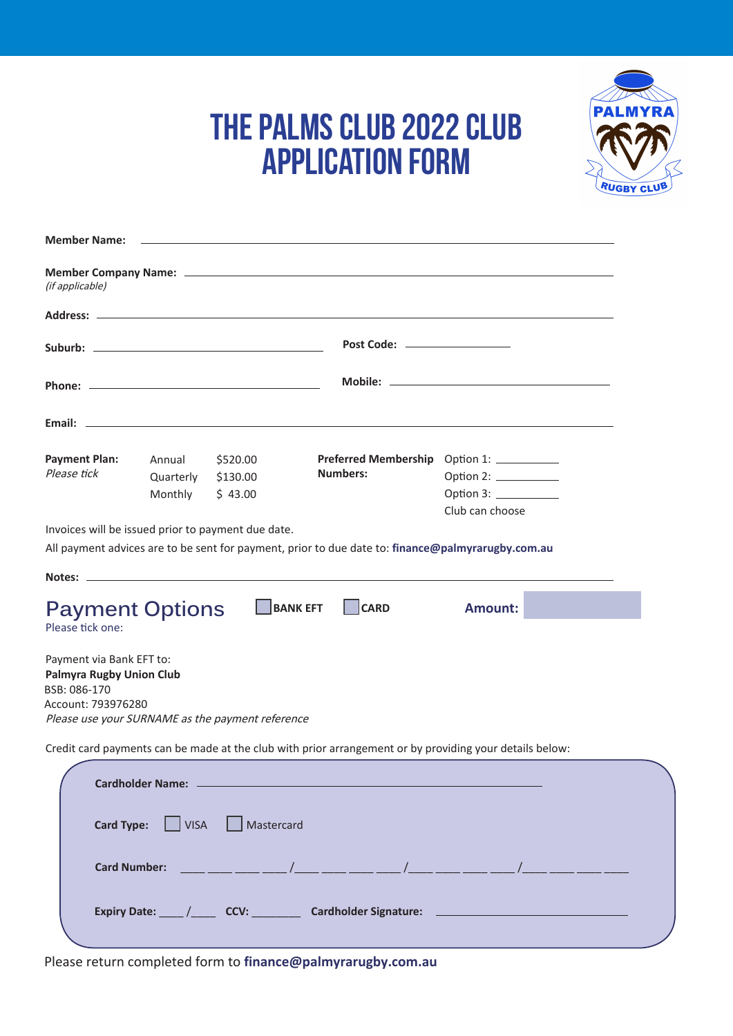# THE PALMS CLUB 2022 CLUB APPLICATION FORM

PALMYRA RUGBY CLUB

**Member Name:** ______________________________________________

**Member Company Name:** ______________________________________
*(if applicable)*

**Address:** __________________________________________________

**Suburb:** ______________________ **Post Code:** ____________

**Phone:** ______________________ **Mobile:** ________________

**Email:** ____________________________________________________

| | | | | |
|---|---|---|---|---|
| **Payment Plan:** *Please tick* | Annual | $520.00 | **Preferred Membership Numbers:** | Option 1: __________ |
| | Quarterly | $130.00 | | Option 2: __________ |
| | Monthly | $ 43.00 | | Option 3: __________ |
| | | | | Club can choose |

Invoices will be issued prior to payment due date.

All payment advices are to be sent for payment, prior to due date to: **finance@palmyrarugby.com.au**

**Notes:** ____________________________________________________

## Payment Options

Please tick one:

☐ **BANK EFT** ☐ **CARD** **Amount:** ____________

Payment via Bank EFT to:
**Palmyra Rugby Union Club**
BSB: 086-170
Account: 793976280
*Please use your SURNAME as the payment reference*

Credit card payments can be made at the club with prior arrangement or by providing your details below:

**Cardholder Name:** ___________________________________

**Card Type:** ☐ VISA ☐ Mastercard

**Card Number:** ____ ____ ____ ____/____ ____ ____ ____/____ ____ ____ ____/____ ____ ____ ____

**Expiry Date:** ____/____ **CCV:** ________ **Cardholder Signature:** ____________________

Please return completed form to **finance@palmyrarugby.com.au**